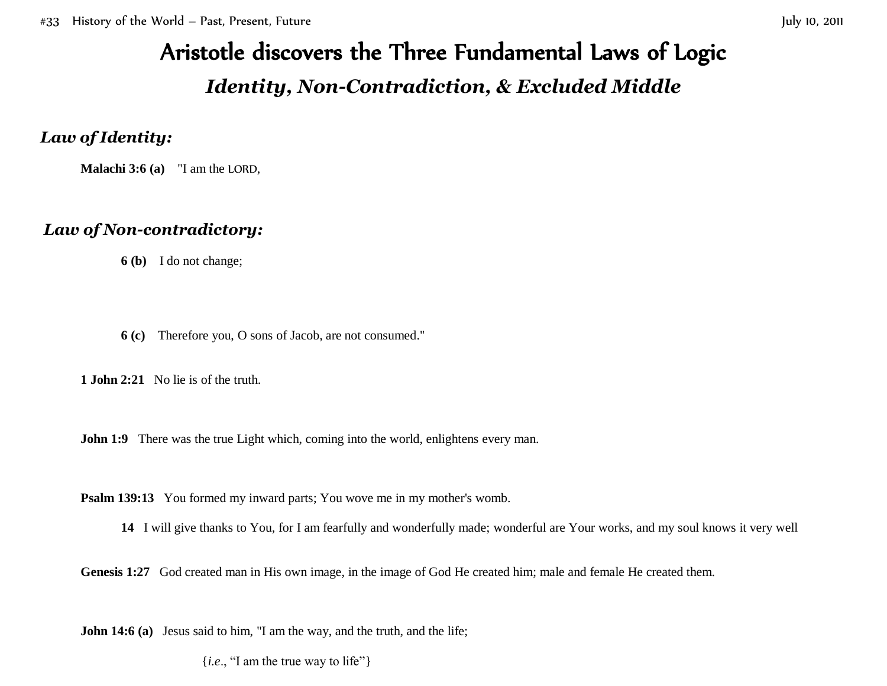# Aristotle discovers the Three Fundamental Laws of Logic

## *Identity, Non-Contradiction, & Excluded Middle*

### *Law of Identity:*

**Malachi 3:6 (a)** "I am the LORD,

### *Law of Non-contradictory:*

**6 (b)** I do not change;

**6 (c)** Therefore you, O sons of Jacob, are not consumed."

**1 John 2:21** No lie is of the truth.

**John 1:9** There was the true Light which, coming into the world, enlightens every man.

**Psalm 139:13** You formed my inward parts; You wove me in my mother's womb.

**14** I will give thanks to You, for I am fearfully and wonderfully made; wonderful are Your works, and my soul knows it very well

**Genesis 1:27** God created man in His own image, in the image of God He created him; male and female He created them.

**John 14:6 (a)** Jesus said to him, "I am the way, and the truth, and the life;

{*i.e*., "I am the true way to life"}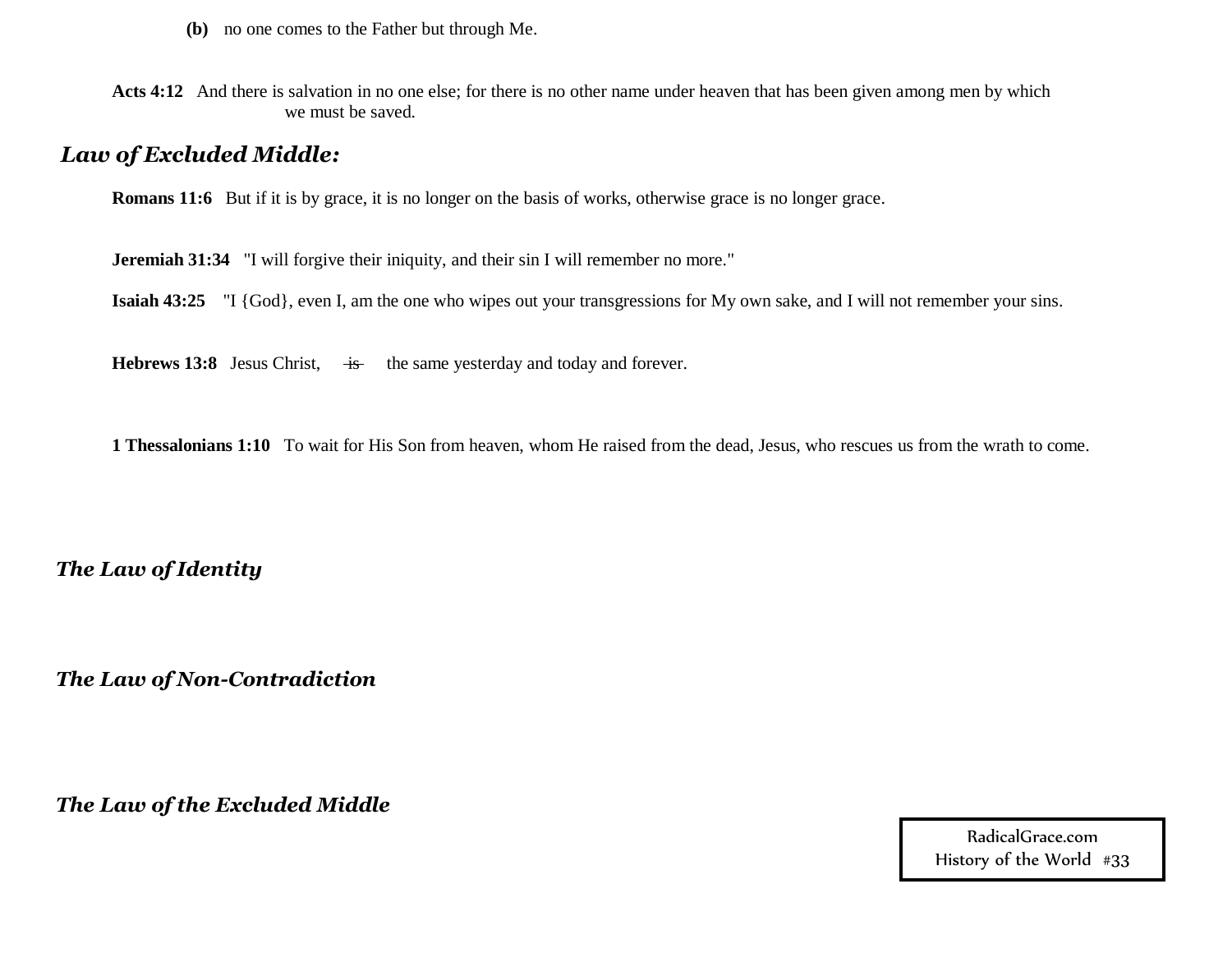**(b)** no one comes to the Father but through Me.

**Acts 4:12** And there is salvation in no one else; for there is no other name under heaven that has been given among men by which we must be saved.

## *Law of Excluded Middle:*

**Romans 11:6** But if it is by grace, it is no longer on the basis of works, otherwise grace is no longer grace.

**Jeremiah 31:34** "I will forgive their iniquity, and their sin I will remember no more."

**Isaiah 43:25** "I {God}, even I, am the one who wipes out your transgressions for My own sake, and I will not remember your sins.

**Hebrews 13:8** Jesus Christ, ~~is~~ the same yesterday and today and forever.

**1 Thessalonians 1:10** To wait for His Son from heaven, whom He raised from the dead, Jesus, who rescues us from the wrath to come.

## *The Law of Identity*

## *The Law of Non-Contradiction*

## *The Law of the Excluded Middle*

RadicalGrace.com
History of the World #33